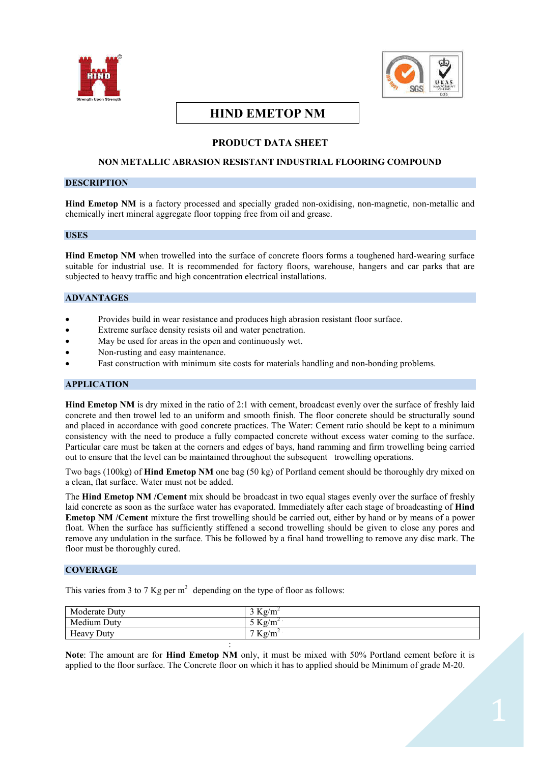# HIND EMETOP NM

## PRODUCT DATA SHEET

### NON METALLIC ABRASION RESISTANT INDUSTRIAL FLOORING COMPOUND

### DESCRIPTION

**Hind Emetop NM** is a factory processed and specially graded non-oxidising, non-magnetic, non-metallic and chemically inert mineral aggregate floor topping free from oil and grease.

### USES

**Hind Emetop NM** when trowelled into the surface of concrete floors forms a toughened hard-wearing surface suitable for industrial use. It is recommended for factory floors, warehouse, hangers and car parks that are subjected to heavy traffic and high concentration electrical installations.

### ADVANTAGES

- Provides build in wear resistance and produces high abrasion resistant floor surface.
- Extreme surface density resists oil and water penetration.
- May be used for areas in the open and continuously wet.
- Non-rusting and easy maintenance.
- Fast construction with minimum site costs for materials handling and non-bonding problems.

### APPLICATION

**Hind Emetop NM** is dry mixed in the ratio of 2:1 with cement, broadcast evenly over the surface of freshly laid concrete and then trowel led to an uniform and smooth finish. The floor concrete should be structurally sound and placed in accordance with good concrete practices. The Water: Cement ratio should be kept to a minimum consistency with the need to produce a fully compacted concrete without excess water coming to the surface. Particular care must be taken at the corners and edges of bays, hand ramming and firm trowelling being carried out to ensure that the level can be maintained throughout the subsequent trowelling operations.

Two bags (100kg) of **Hind Emetop NM** one bag (50 kg) of Portland cement should be thoroughly dry mixed on a clean, flat surface. Water must not be added.

The **Hind Emetop NM /Cement** mix should be broadcast in two equal stages evenly over the surface of freshly laid concrete as soon as the surface water has evaporated. Immediately after each stage of broadcasting of **Hind Emetop NM /Cement** mixture the first trowelling should be carried out, either by hand or by means of a power float. When the surface has sufficiently stiffened a second trowelling should be given to close any pores and remove any undulation in the surface. This be followed by a final hand trowelling to remove any disc mark. The floor must be thoroughly cured.

### COVERAGE

This varies from 3 to 7 Kg per m$^2$ depending on the type of floor as follows:

| | |
|---|---|
| Moderate Duty | 3 Kg/m$^2$ |
| Medium Duty | 5 Kg/m$^2$ |
| Heavy Duty | 7 Kg/m$^2$ |

**Note**: The amount are for **Hind Emetop NM** only, it must be mixed with 50% Portland cement before it is applied to the floor surface. The Concrete floor on which it has to applied should be Minimum of grade M-20.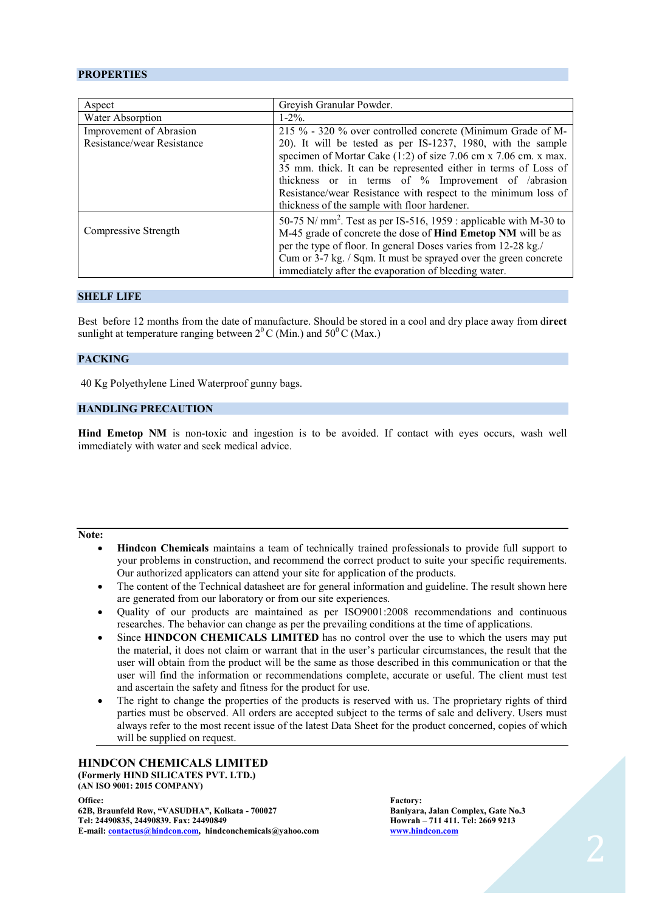## PROPERTIES

| | |
|---|---|
| Aspect | Greyish Granular Powder. |
| Water Absorption | 1-2%. |
| Improvement of Abrasion Resistance/wear Resistance | 215 % - 320 % over controlled concrete (Minimum Grade of M-20). It will be tested as per IS-1237, 1980, with the sample specimen of Mortar Cake (1:2) of size 7.06 cm x 7.06 cm. x max. 35 mm. thick. It can be represented either in terms of Loss of thickness or in terms of % Improvement of /abrasion Resistance/wear Resistance with respect to the minimum loss of thickness of the sample with floor hardener. |
| Compressive Strength | 50-75 N/ $mm^2$. Test as per IS-516, 1959 : applicable with M-30 to M-45 grade of concrete the dose of **Hind Emetop NM** will be as per the type of floor. In general Doses varies from 12-28 kg./ Cum or 3-7 kg. / Sqm. It must be sprayed over the green concrete immediately after the evaporation of bleeding water. |

## SHELF LIFE

Best before 12 months from the date of manufacture. Should be stored in a cool and dry place away from di**rect** sunlight at temperature ranging between $2^0$ C (Min.) and $50^0$ C (Max.)

## PACKING

40 Kg Polyethylene Lined Waterproof gunny bags.

## HANDLING PRECAUTION

**Hind Emetop NM** is non-toxic and ingestion is to be avoided. If contact with eyes occurs, wash well immediately with water and seek medical advice.

---

**Note:**

- **Hindcon Chemicals** maintains a team of technically trained professionals to provide full support to your problems in construction, and recommend the correct product to suite your specific requirements. Our authorized applicators can attend your site for application of the products.
- The content of the Technical datasheet are for general information and guideline. The result shown here are generated from our laboratory or from our site experiences.
- Quality of our products are maintained as per ISO9001:2008 recommendations and continuous researches. The behavior can change as per the prevailing conditions at the time of applications.
- Since **HINDCON CHEMICALS LIMITED** has no control over the use to which the users may put the material, it does not claim or warrant that in the user's particular circumstances, the result that the user will obtain from the product will be the same as those described in this communication or that the user will find the information or recommendations complete, accurate or useful. The client must test and ascertain the safety and fitness for the product for use.
- The right to change the properties of the products is reserved with us. The proprietary rights of third parties must be observed. All orders are accepted subject to the terms of sale and delivery. Users must always refer to the most recent issue of the latest Data Sheet for the product concerned, copies of which will be supplied on request.

---

**HINDCON CHEMICALS LIMITED**
**(Formerly HIND SILICATES PVT. LTD.)**
**(AN ISO 9001: 2015 COMPANY)**

**Office:**
**62B, Braunfeld Row, "VASUDHA", Kolkata - 700027**
**Tel: 24490835, 24490839. Fax: 24490849**
**E-mail: contactus@hindcon.com, hindconchemicals@yahoo.com**

**Factory:**
**Baniyara, Jalan Complex, Gate No.3**
**Howrah – 711 411. Tel: 2669 9213**
**www.hindcon.com**